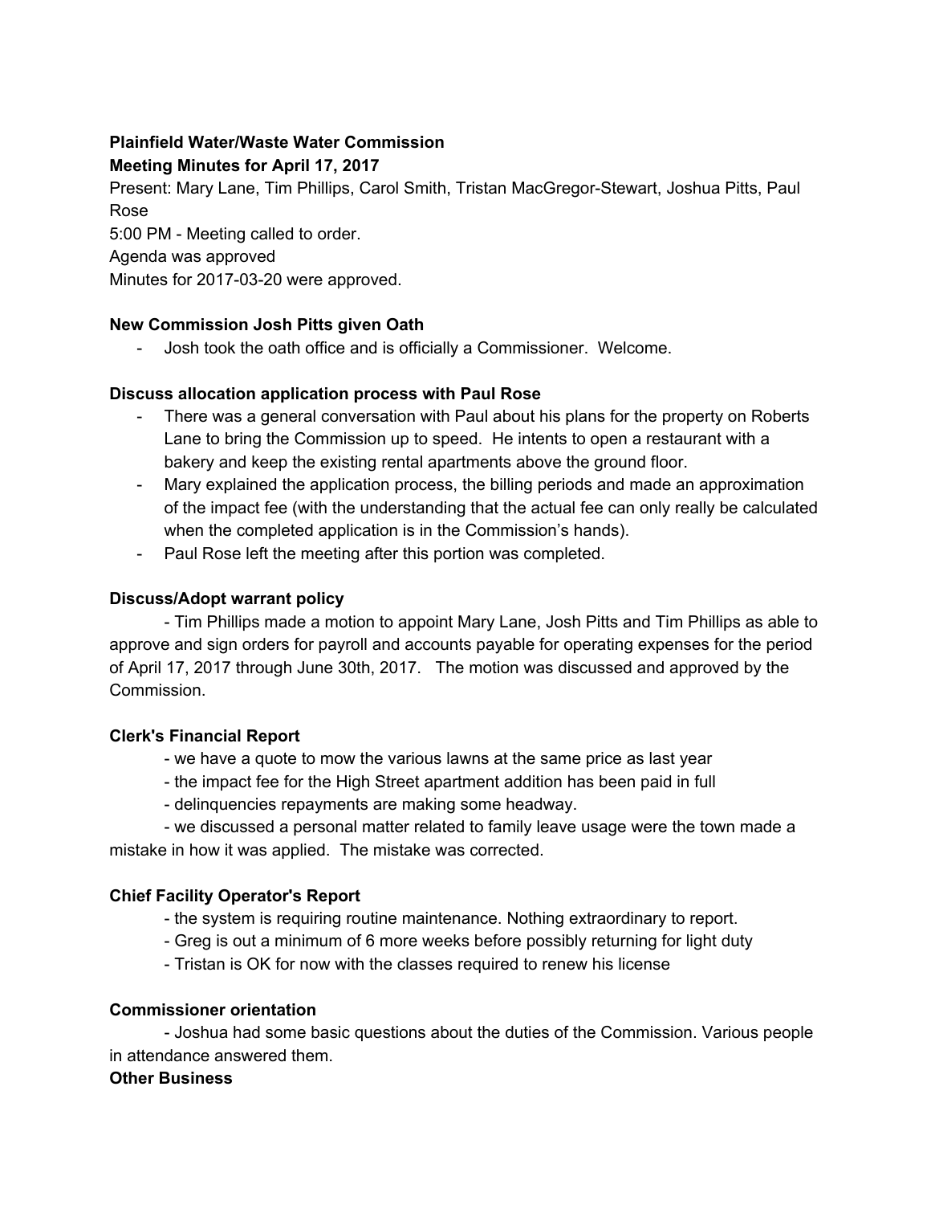**Plainfield Water/Waste Water Commission**

**Meeting Minutes for April 17, 2017**

Present: Mary Lane, Tim Phillips, Carol Smith, Tristan MacGregor-Stewart, Joshua Pitts, Paul Rose

5:00 PM - Meeting called to order.

Agenda was approved

Minutes for 2017-03-20 were approved.

**New Commission Josh Pitts given Oath**

- Josh took the oath office and is officially a Commissioner. Welcome.

**Discuss allocation application process with Paul Rose**

- There was a general conversation with Paul about his plans for the property on Roberts Lane to bring the Commission up to speed. He intents to open a restaurant with a bakery and keep the existing rental apartments above the ground floor.
- Mary explained the application process, the billing periods and made an approximation of the impact fee (with the understanding that the actual fee can only really be calculated when the completed application is in the Commission's hands).
- Paul Rose left the meeting after this portion was completed.

**Discuss/Adopt warrant policy**

- Tim Phillips made a motion to appoint Mary Lane, Josh Pitts and Tim Phillips as able to approve and sign orders for payroll and accounts payable for operating expenses for the period of April 17, 2017 through June 30th, 2017. The motion was discussed and approved by the Commission.

**Clerk's Financial Report**

- we have a quote to mow the various lawns at the same price as last year
- the impact fee for the High Street apartment addition has been paid in full
- delinquencies repayments are making some headway.
- we discussed a personal matter related to family leave usage were the town made a mistake in how it was applied. The mistake was corrected.

**Chief Facility Operator's Report**

- the system is requiring routine maintenance. Nothing extraordinary to report.
- Greg is out a minimum of 6 more weeks before possibly returning for light duty
- Tristan is OK for now with the classes required to renew his license

**Commissioner orientation**

- Joshua had some basic questions about the duties of the Commission. Various people in attendance answered them.

**Other Business**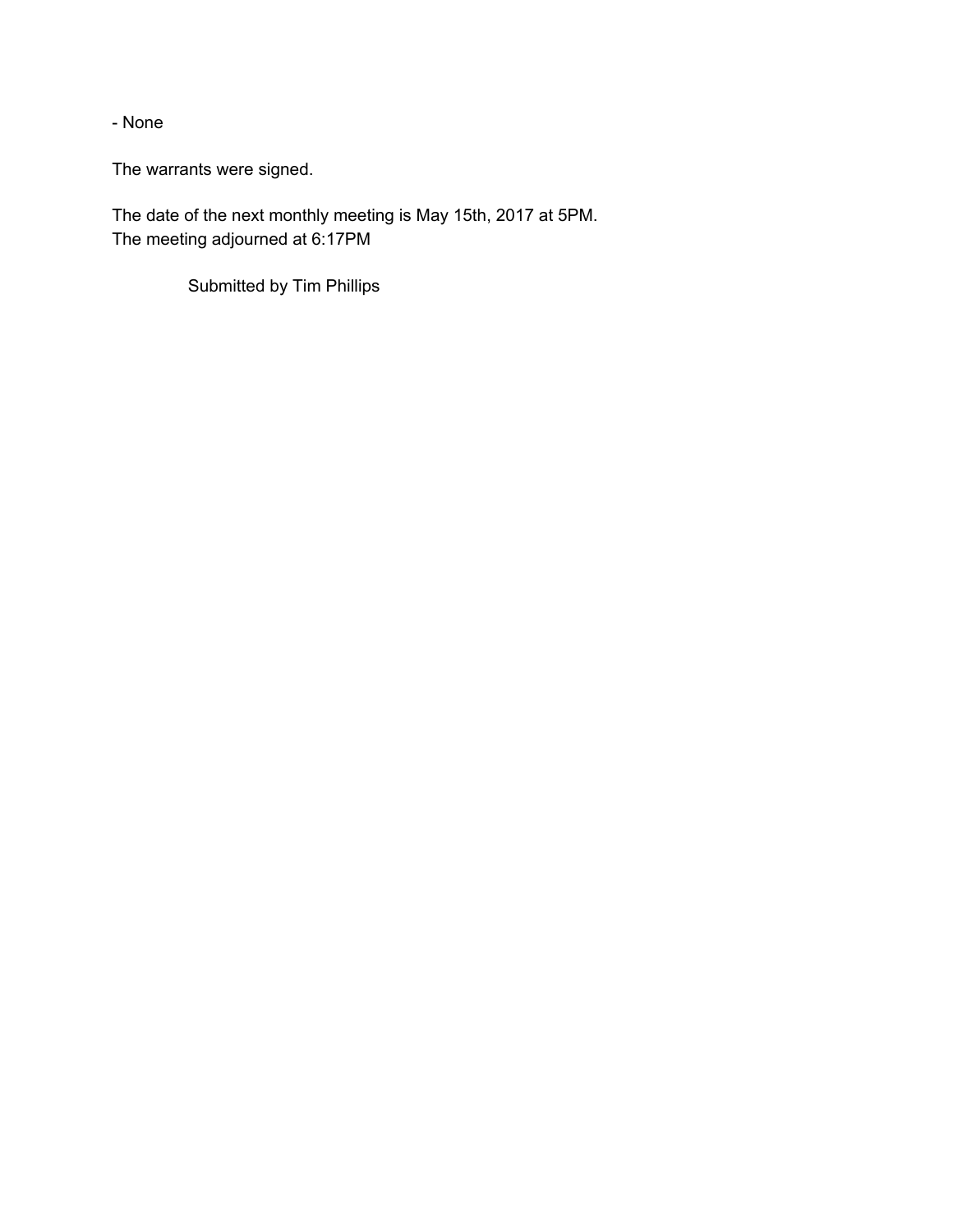- None

The warrants were signed.

The date of the next monthly meeting is May 15th, 2017 at 5PM.
The meeting adjourned at 6:17PM

Submitted by Tim Phillips